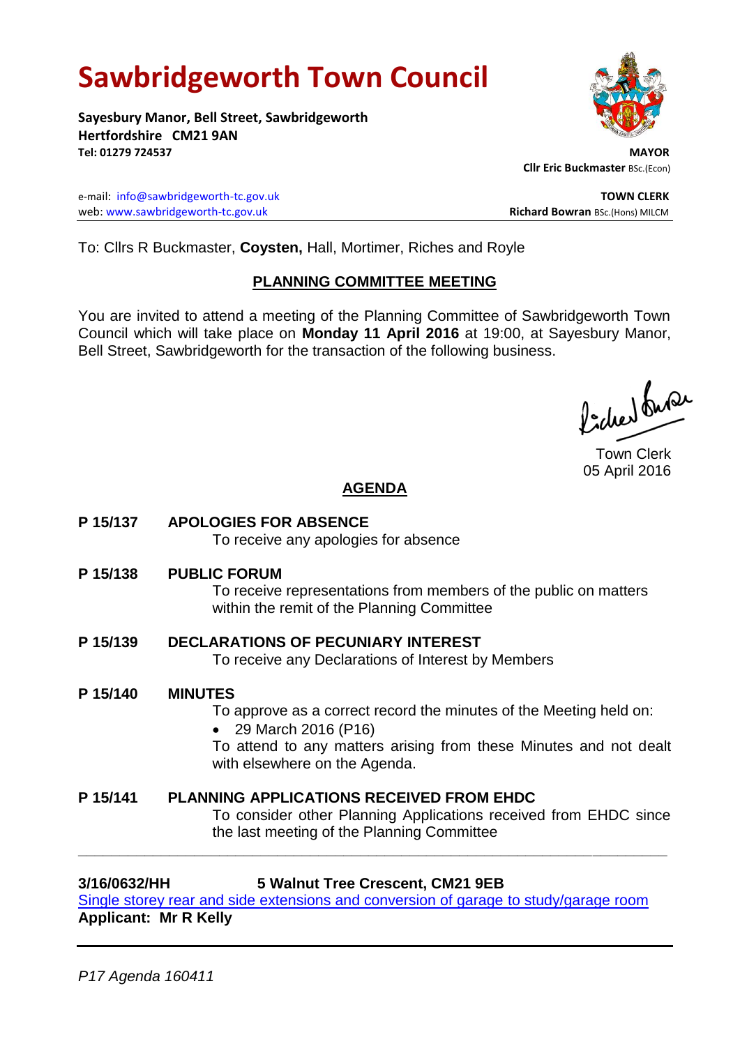# Sawbridgeworth Town Council

**Sayesbury Manor, Bell Street, Sawbridgeworth**
**Hertfordshire CM21 9AN**
**Tel: 01279 724537**

**MAYOR**
**Cllr Eric Buckmaster** BSc.(Econ)

e-mail: info@sawbridgeworth-tc.gov.uk
web: www.sawbridgeworth-tc.gov.uk

**TOWN CLERK**
**Richard Bowran** BSc.(Hons) MILCM

To: Cllrs R Buckmaster, **Coysten,** Hall, Mortimer, Riches and Royle

## PLANNING COMMITTEE MEETING

You are invited to attend a meeting of the Planning Committee of Sawbridgeworth Town Council which will take place on **Monday 11 April 2016** at 19:00, at Sayesbury Manor, Bell Street, Sawbridgeworth for the transaction of the following business.

Town Clerk
05 April 2016

## AGENDA

**P 15/137 APOLOGIES FOR ABSENCE**
To receive any apologies for absence

**P 15/138 PUBLIC FORUM**
To receive representations from members of the public on matters within the remit of the Planning Committee

**P 15/139 DECLARATIONS OF PECUNIARY INTEREST**
To receive any Declarations of Interest by Members

**P 15/140 MINUTES**
To approve as a correct record the minutes of the Meeting held on:

- 29 March 2016 (P16)

To attend to any matters arising from these Minutes and not dealt with elsewhere on the Agenda.

**P 15/141 PLANNING APPLICATIONS RECEIVED FROM EHDC**
To consider other Planning Applications received from EHDC since the last meeting of the Planning Committee

---

**3/16/0632/HH 5 Walnut Tree Crescent, CM21 9EB**
Single storey rear and side extensions and conversion of garage to study/garage room
**Applicant: Mr R Kelly**

---

*P17 Agenda 160411*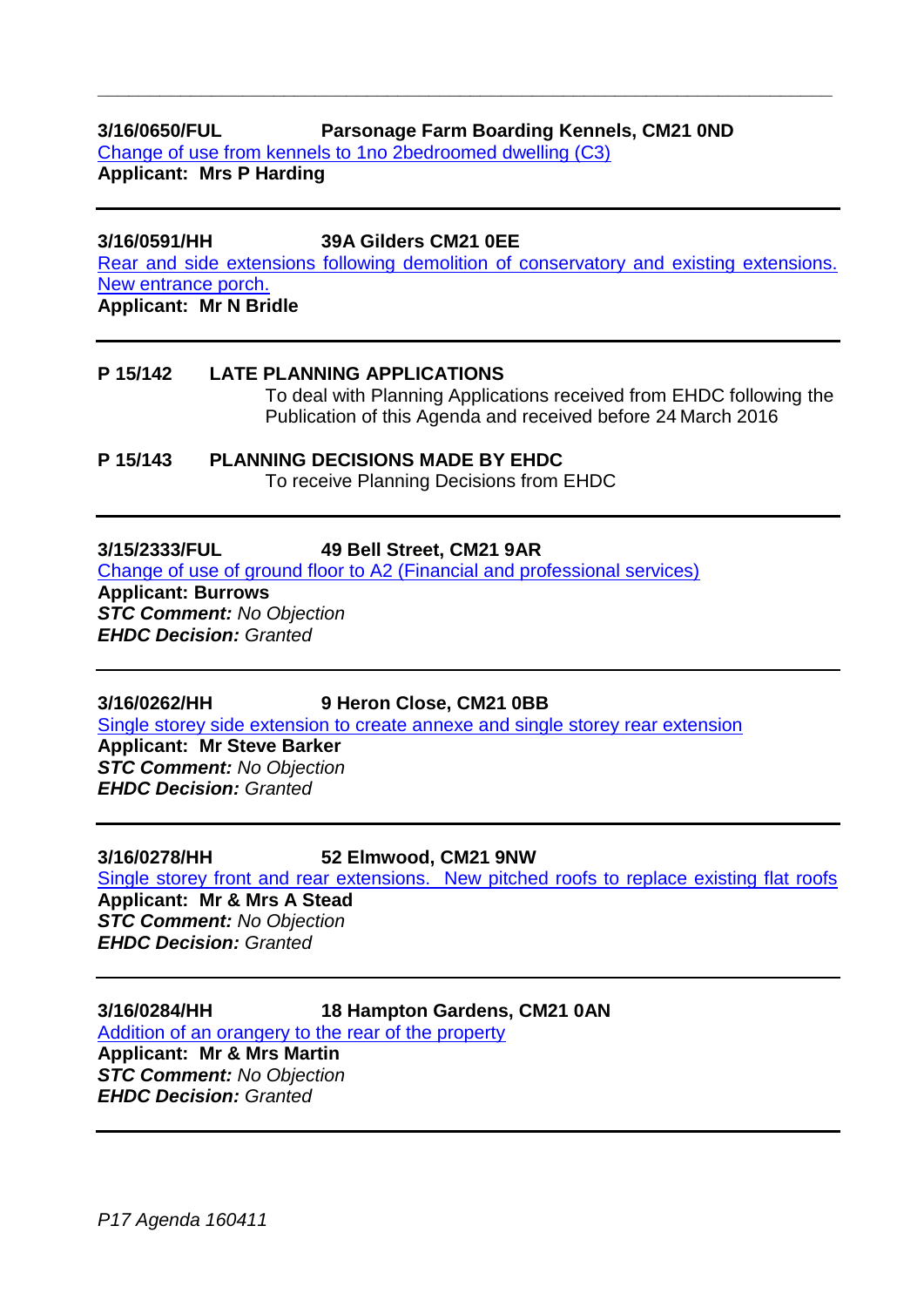---

**3/16/0650/FUL Parsonage Farm Boarding Kennels, CM21 0ND**
Change of use from kennels to 1no 2bedroomed dwelling (C3)
**Applicant: Mrs P Harding**

---

**3/16/0591/HH 39A Gilders CM21 0EE**
Rear and side extensions following demolition of conservatory and existing extensions. New entrance porch.
**Applicant: Mr N Bridle**

---

**P 15/142 LATE PLANNING APPLICATIONS**
To deal with Planning Applications received from EHDC following the Publication of this Agenda and received before 24 March 2016

**P 15/143 PLANNING DECISIONS MADE BY EHDC**
To receive Planning Decisions from EHDC

---

**3/15/2333/FUL 49 Bell Street, CM21 9AR**
Change of use of ground floor to A2 (Financial and professional services)
**Applicant: Burrows**
***STC Comment:*** *No Objection*
***EHDC Decision:*** *Granted*

---

**3/16/0262/HH 9 Heron Close, CM21 0BB**
Single storey side extension to create annexe and single storey rear extension
**Applicant: Mr Steve Barker**
***STC Comment:*** *No Objection*
***EHDC Decision:*** *Granted*

---

**3/16/0278/HH 52 Elmwood, CM21 9NW**
Single storey front and rear extensions. New pitched roofs to replace existing flat roofs
**Applicant: Mr & Mrs A Stead**
***STC Comment:*** *No Objection*
***EHDC Decision:*** *Granted*

---

**3/16/0284/HH 18 Hampton Gardens, CM21 0AN**
Addition of an orangery to the rear of the property
**Applicant: Mr & Mrs Martin**
***STC Comment:*** *No Objection*
***EHDC Decision:*** *Granted*

---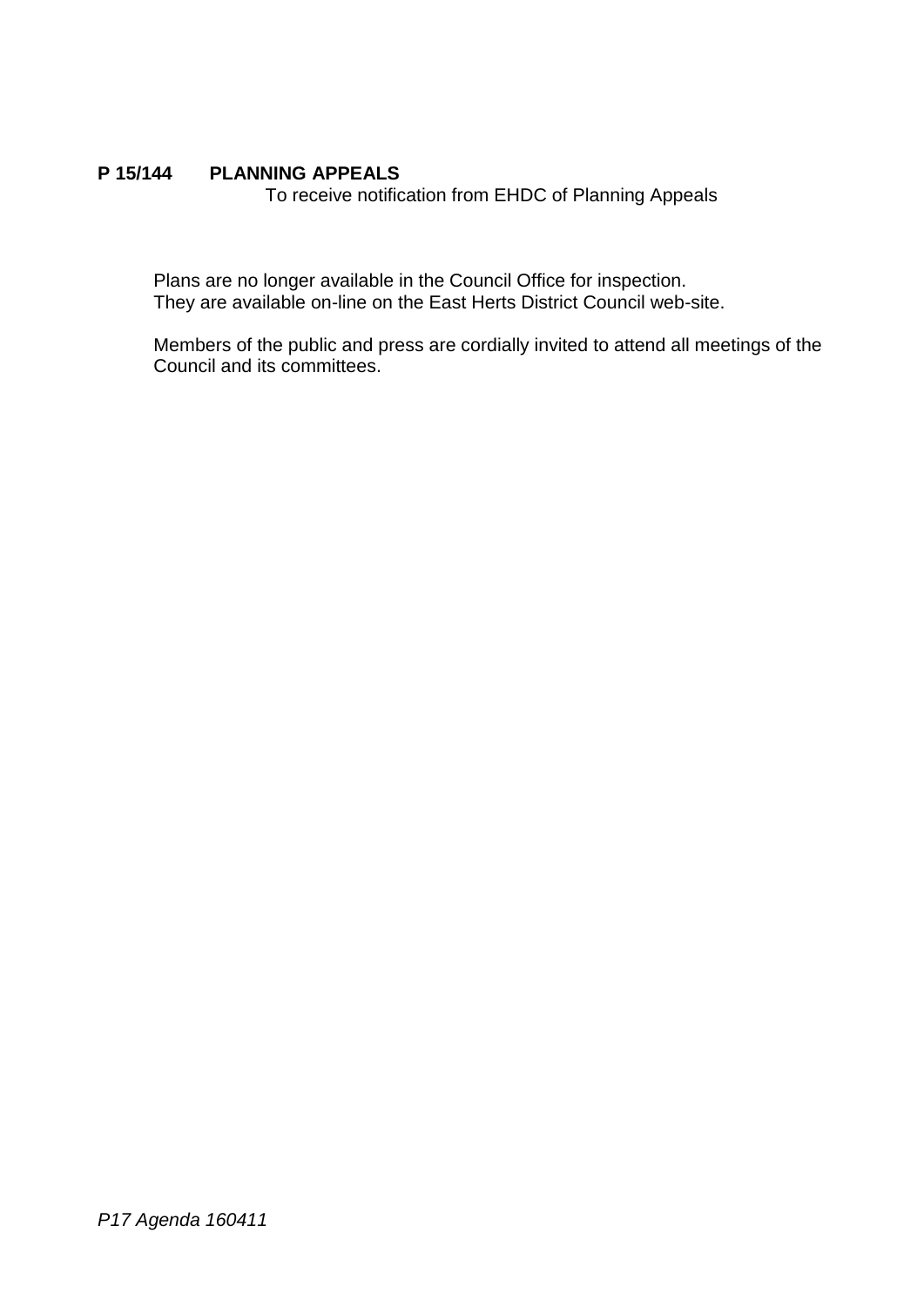**P 15/144 PLANNING APPEALS**

To receive notification from EHDC of Planning Appeals

Plans are no longer available in the Council Office for inspection.
They are available on-line on the East Herts District Council web-site.

Members of the public and press are cordially invited to attend all meetings of the Council and its committees.